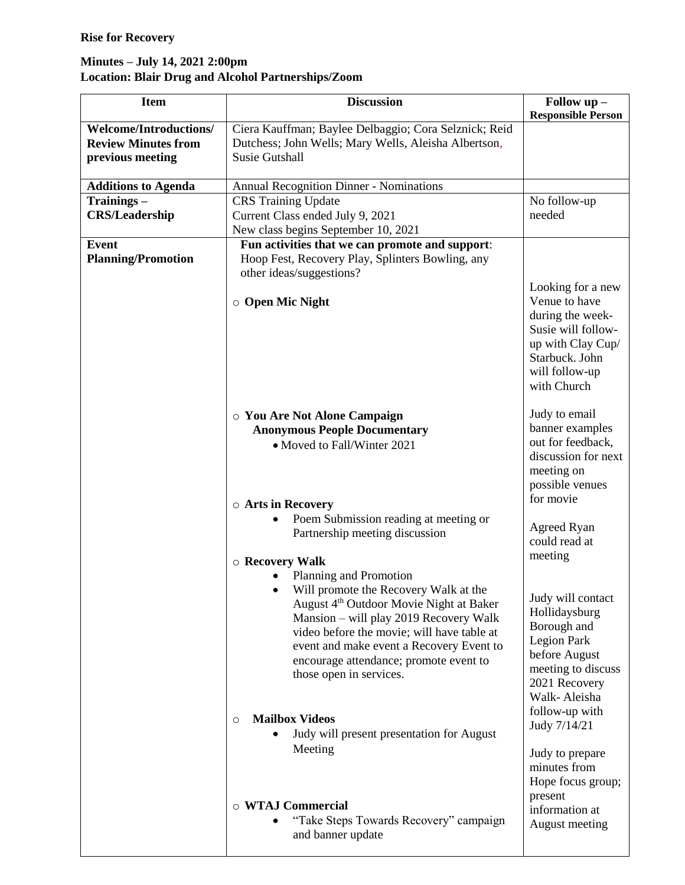**Rise for Recovery**

**Minutes – July 14, 2021 2:00pm**
**Location: Blair Drug and Alcohol Partnerships/Zoom**

| Item | Discussion | Follow up – Responsible Person |
|---|---|---|
| **Welcome/Introductions/ Review Minutes from previous meeting** | Ciera Kauffman; Baylee Delbaggio; Cora Selznick; Reid Dutchess; John Wells; Mary Wells, Aleisha Albertson, Susie Gutshall | |
| **Additions to Agenda** | Annual Recognition Dinner - Nominations | |
| **Trainings – CRS/Leadership** | CRS Training Update<br>Current Class ended July 9, 2021<br>New class begins September 10, 2021 | No follow-up needed |
| **Event Planning/Promotion** | **Fun activities that we can promote and support**: Hoop Fest, Recovery Play, Splinters Bowling, any other ideas/suggestions?<br><br>○ **Open Mic Night**<br><br>○ **You Are Not Alone Campaign Anonymous People Documentary**<br>• Moved to Fall/Winter 2021<br><br>○ **Arts in Recovery**<br>• Poem Submission reading at meeting or Partnership meeting discussion<br><br>○ **Recovery Walk**<br>• Planning and Promotion<br>• Will promote the Recovery Walk at the August 4th Outdoor Movie Night at Baker Mansion – will play 2019 Recovery Walk video before the movie; will have table at event and make event a Recovery Event to encourage attendance; promote event to those open in services.<br><br>○ **Mailbox Videos**<br>• Judy will present presentation for August Meeting<br><br>○ **WTAJ Commercial**<br>• "Take Steps Towards Recovery" campaign and banner update | Looking for a new Venue to have during the week- Susie will follow-up with Clay Cup/ Starbuck. John will follow-up with Church<br><br>Judy to email banner examples out for feedback, discussion for next meeting on possible venues for movie<br><br>Agreed Ryan could read at meeting<br><br>Judy will contact Hollidaysburg Borough and Legion Park before August meeting to discuss 2021 Recovery Walk- Aleisha follow-up with Judy 7/14/21<br><br>Judy to prepare minutes from Hope focus group; present information at August meeting |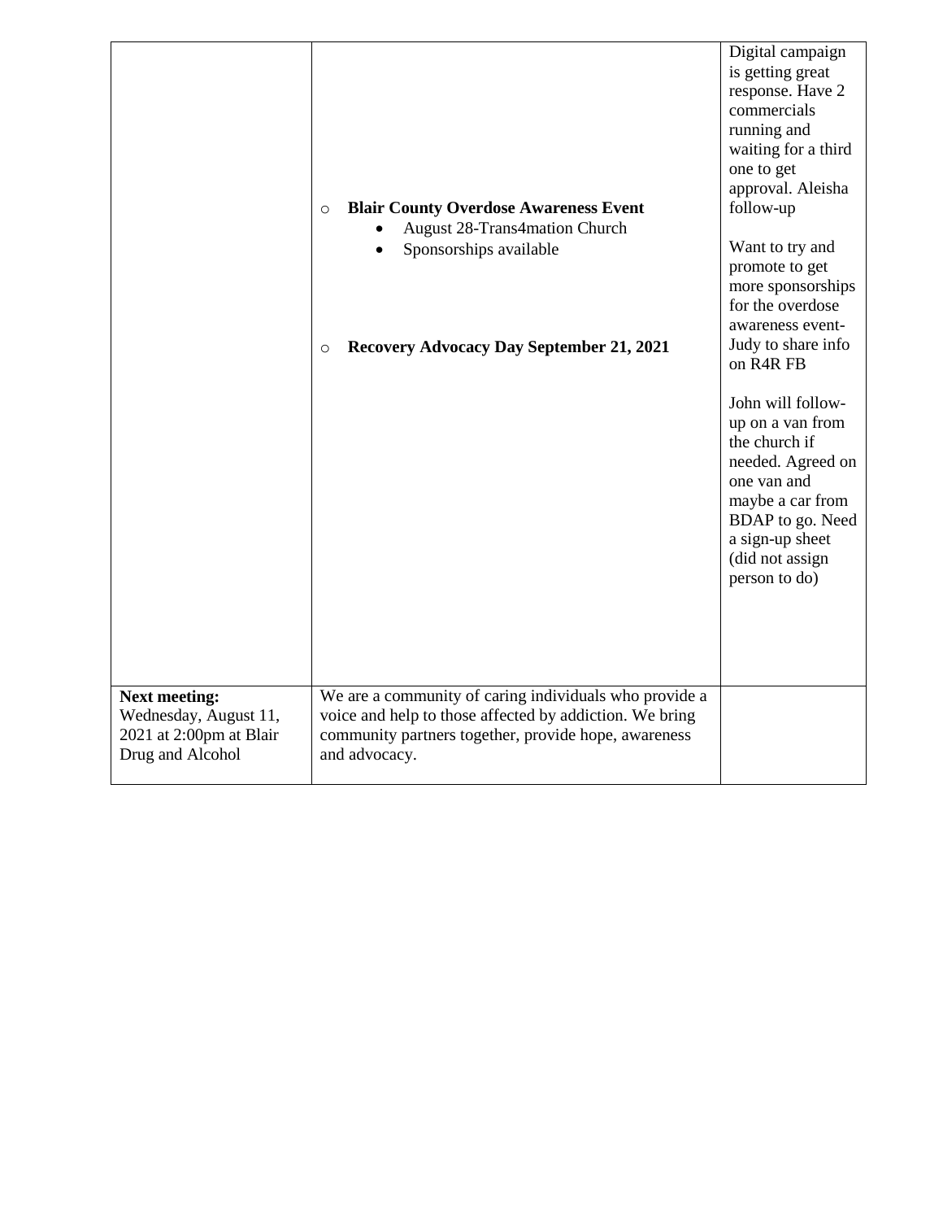| | | |
|---|---|---|
| | ○ **Blair County Overdose Awareness Event**<br>• August 28-Trans4mation Church<br>• Sponsorships available<br><br>○ **Recovery Advocacy Day September 21, 2021** | Digital campaign is getting great response. Have 2 commercials running and waiting for a third one to get approval. Aleisha follow-up<br><br>Want to try and promote to get more sponsorships for the overdose awareness event- Judy to share info on R4R FB<br><br>John will follow-up on a van from the church if needed. Agreed on one van and maybe a car from BDAP to go. Need a sign-up sheet (did not assign person to do) |
| **Next meeting:** Wednesday, August 11, 2021 at 2:00pm at Blair Drug and Alcohol | We are a community of caring individuals who provide a voice and help to those affected by addiction. We bring community partners together, provide hope, awareness and advocacy. | |